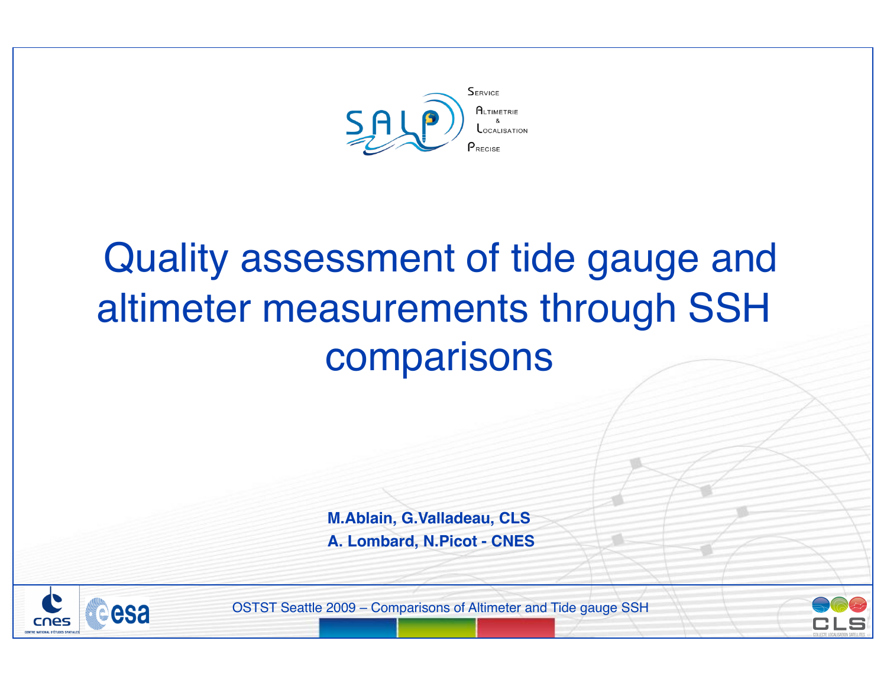# Quality assessment of tide gauge and altimeter measurements through SSH comparisons

**M.Ablain, G.Valladeau, CLS**

**A. Lombard, N.Picot - CNES**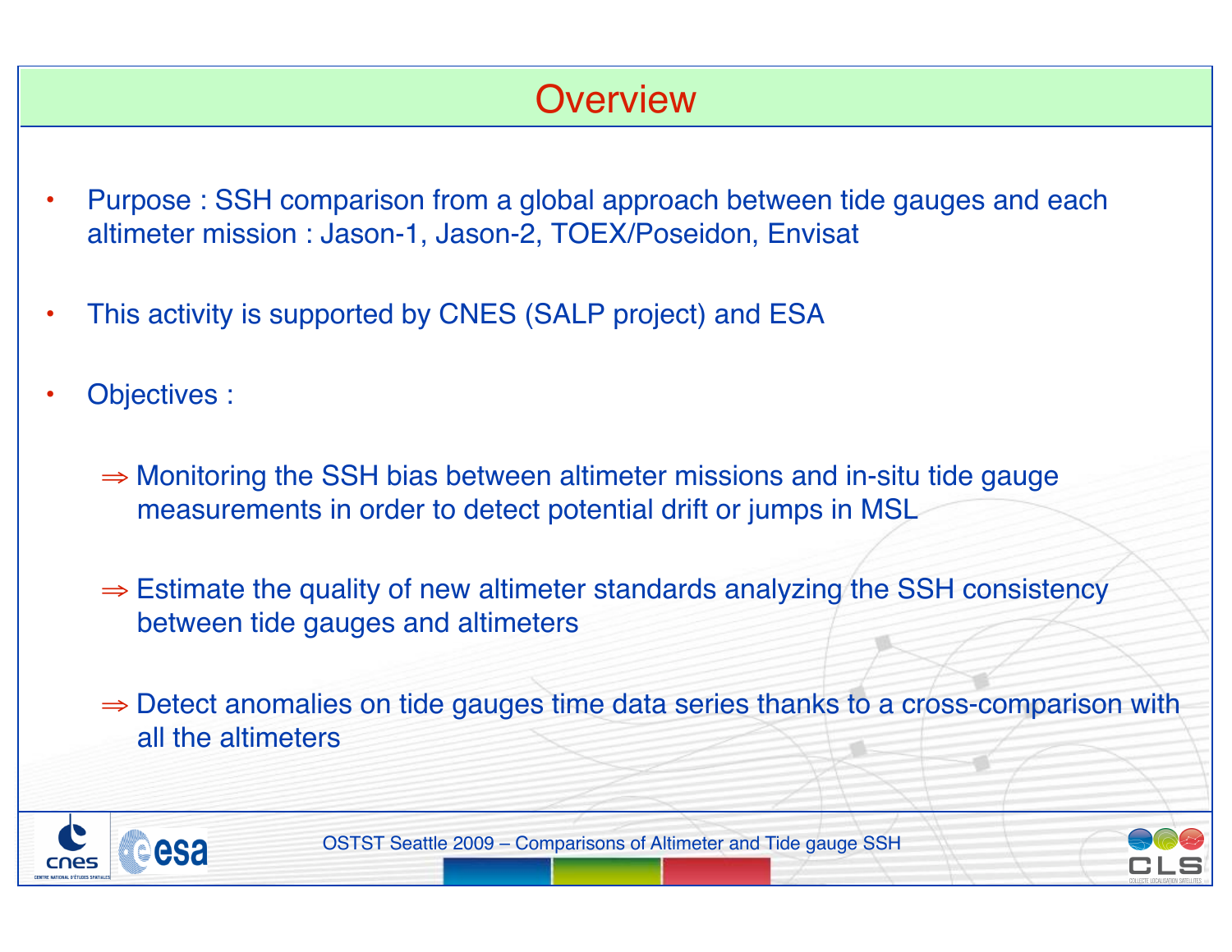# Overview

- Purpose : SSH comparison from a global approach between tide gauges and each altimeter mission : Jason-1, Jason-2, TOEX/Poseidon, Envisat
- This activity is supported by CNES (SALP project) and ESA
- Objectives :

  ⇒ Monitoring the SSH bias between altimeter missions and in-situ tide gauge measurements in order to detect potential drift or jumps in MSL

  ⇒ Estimate the quality of new altimeter standards analyzing the SSH consistency between tide gauges and altimeters

  ⇒ Detect anomalies on tide gauges time data series thanks to a cross-comparison with all the altimeters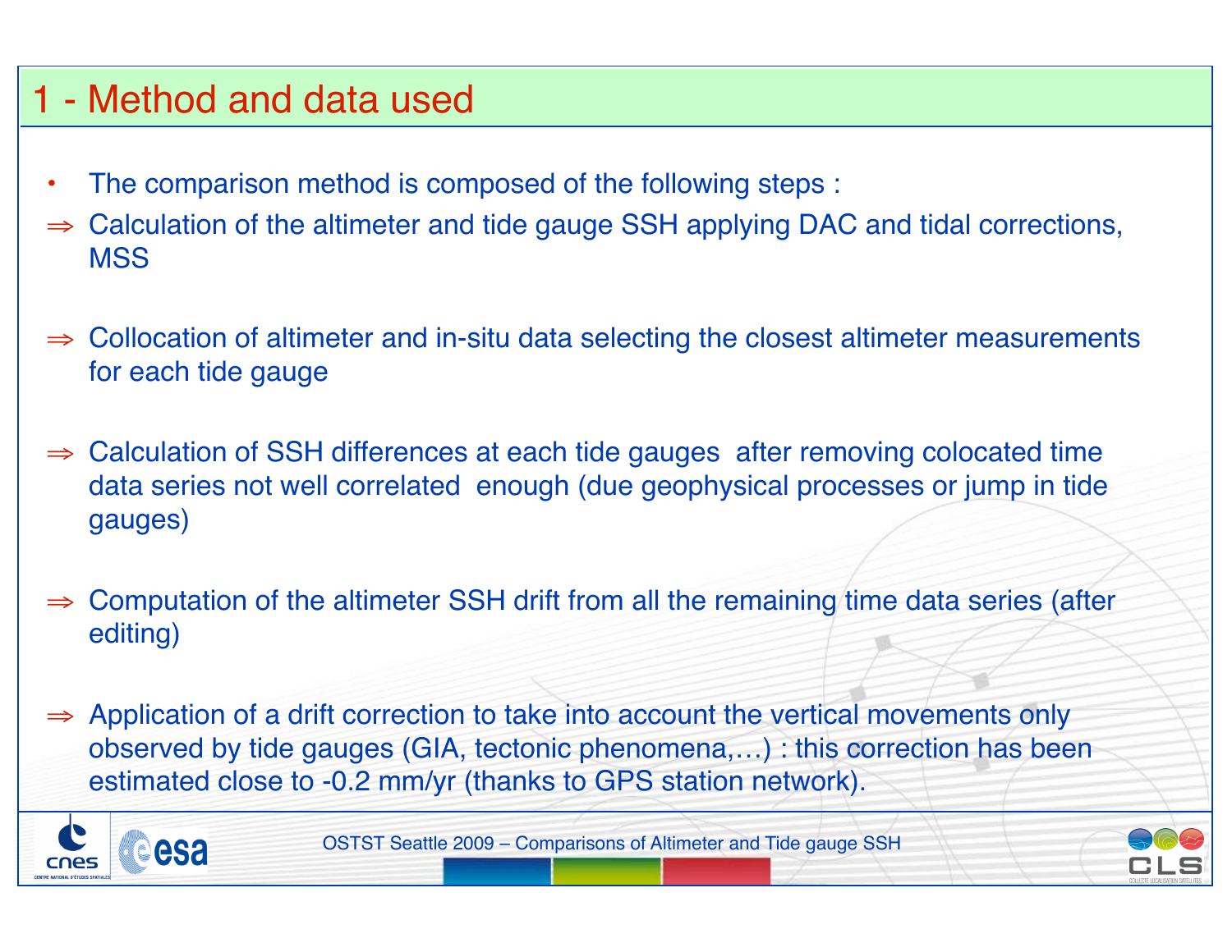# 1 - Method and data used

- The comparison method is composed of the following steps :

⇒ Calculation of the altimeter and tide gauge SSH applying DAC and tidal corrections, MSS

⇒ Collocation of altimeter and in-situ data selecting the closest altimeter measurements for each tide gauge

⇒ Calculation of SSH differences at each tide gauges after removing colocated time data series not well correlated enough (due geophysical processes or jump in tide gauges)

⇒ Computation of the altimeter SSH drift from all the remaining time data series (after editing)

⇒ Application of a drift correction to take into account the vertical movements only observed by tide gauges (GIA, tectonic phenomena,…) : this correction has been estimated close to -0.2 mm/yr (thanks to GPS station network).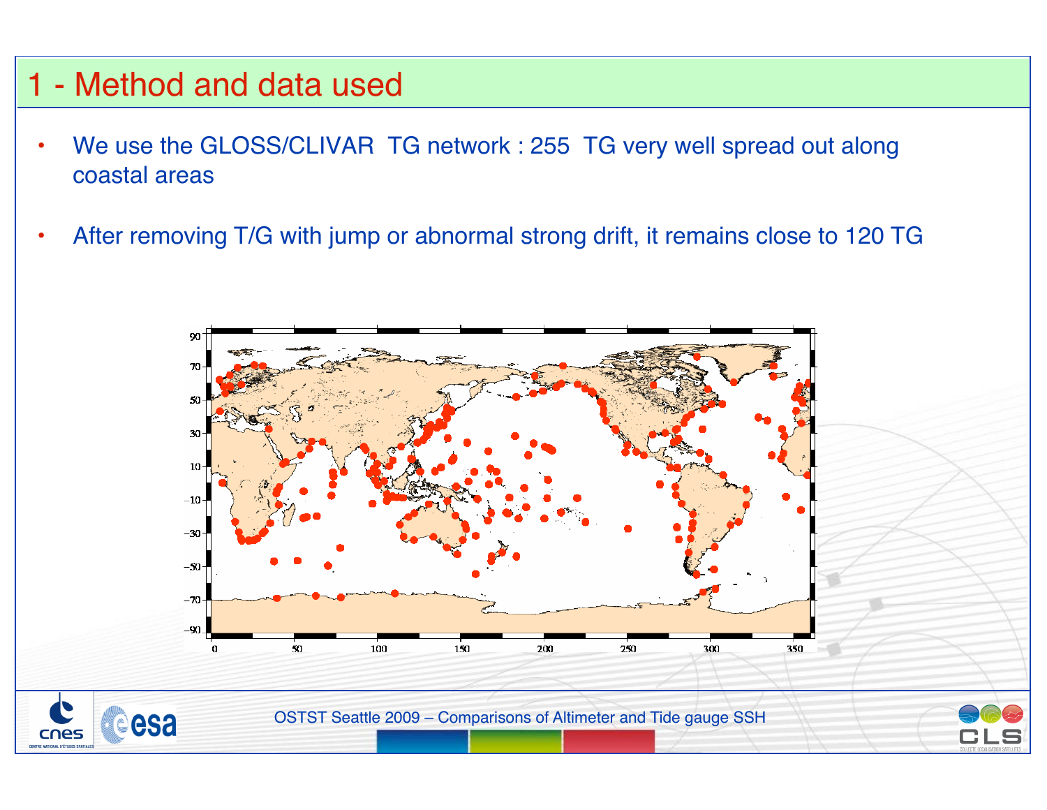# 1 - Method and data used

- We use the GLOSS/CLIVAR TG network : 255 TG very well spread out along coastal areas
- After removing T/G with jump or abnormal strong drift, it remains close to 120 TG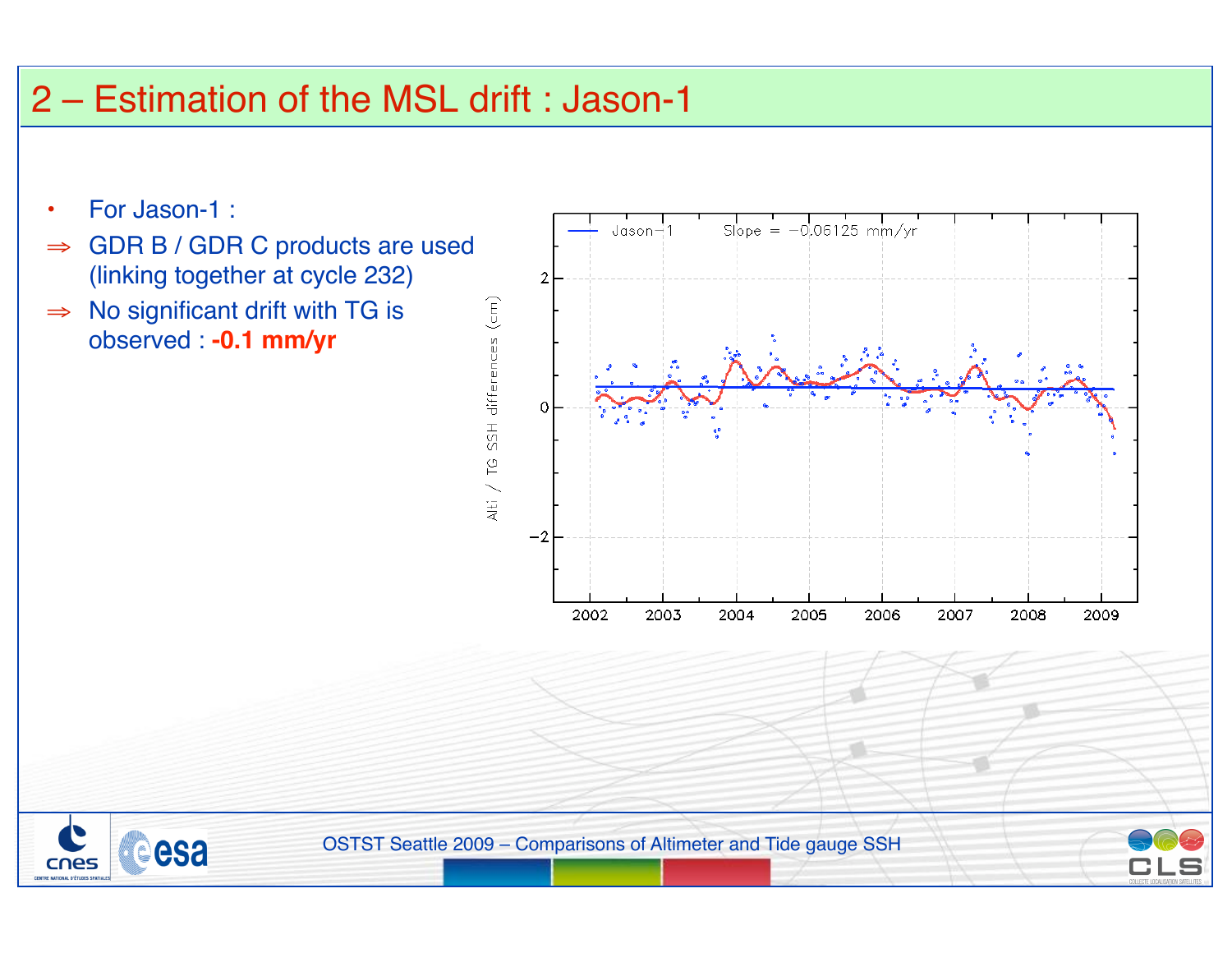## 2 – Estimation of the MSL drift : Jason-1

- For Jason-1 :
  - ⇒ GDR B / GDR C products are used (linking together at cycle 232)
  - ⇒ No significant drift with TG is observed : **-0.1 mm/yr**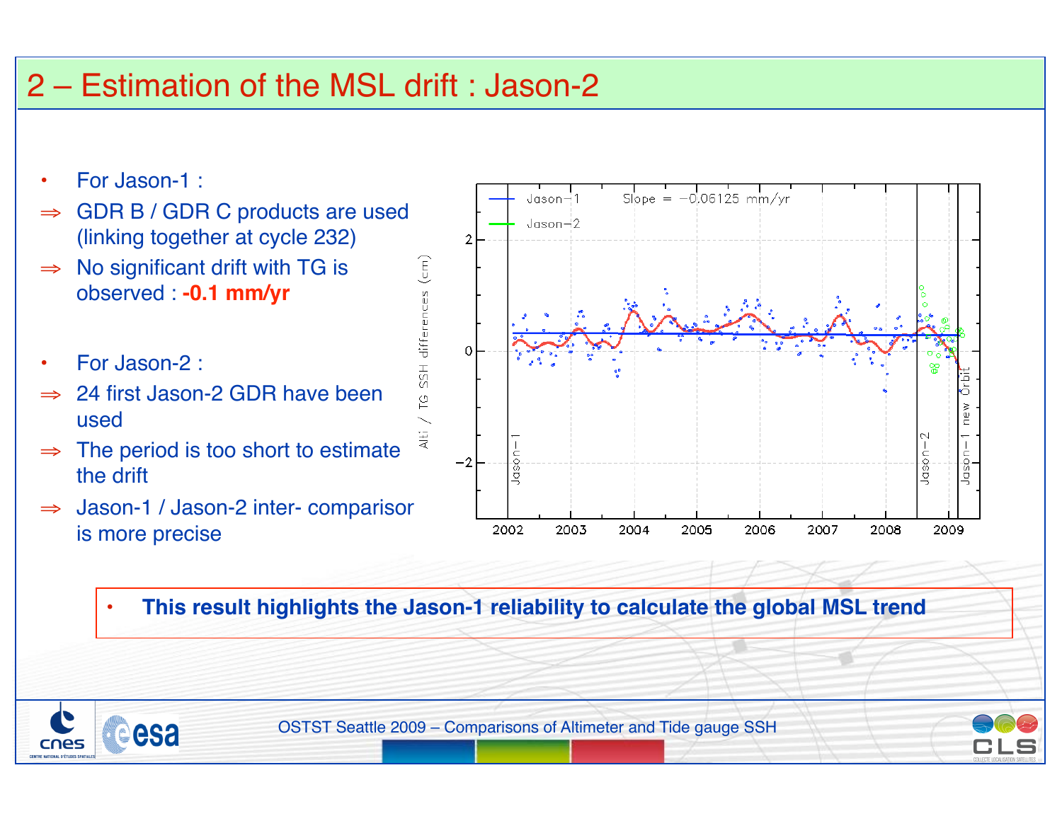# 2 – Estimation of the MSL drift : Jason-2

- For Jason-1 :
  - ⇒ GDR B / GDR C products are used (linking together at cycle 232)
  - ⇒ No significant drift with TG is observed : **-0.1 mm/yr**

- For Jason-2 :
  - ⇒ 24 first Jason-2 GDR have been used
  - ⇒ The period is too short to estimate the drift
  - ⇒ Jason-1 / Jason-2 inter- comparisor is more precise

- **This result highlights the Jason-1 reliability to calculate the global MSL trend**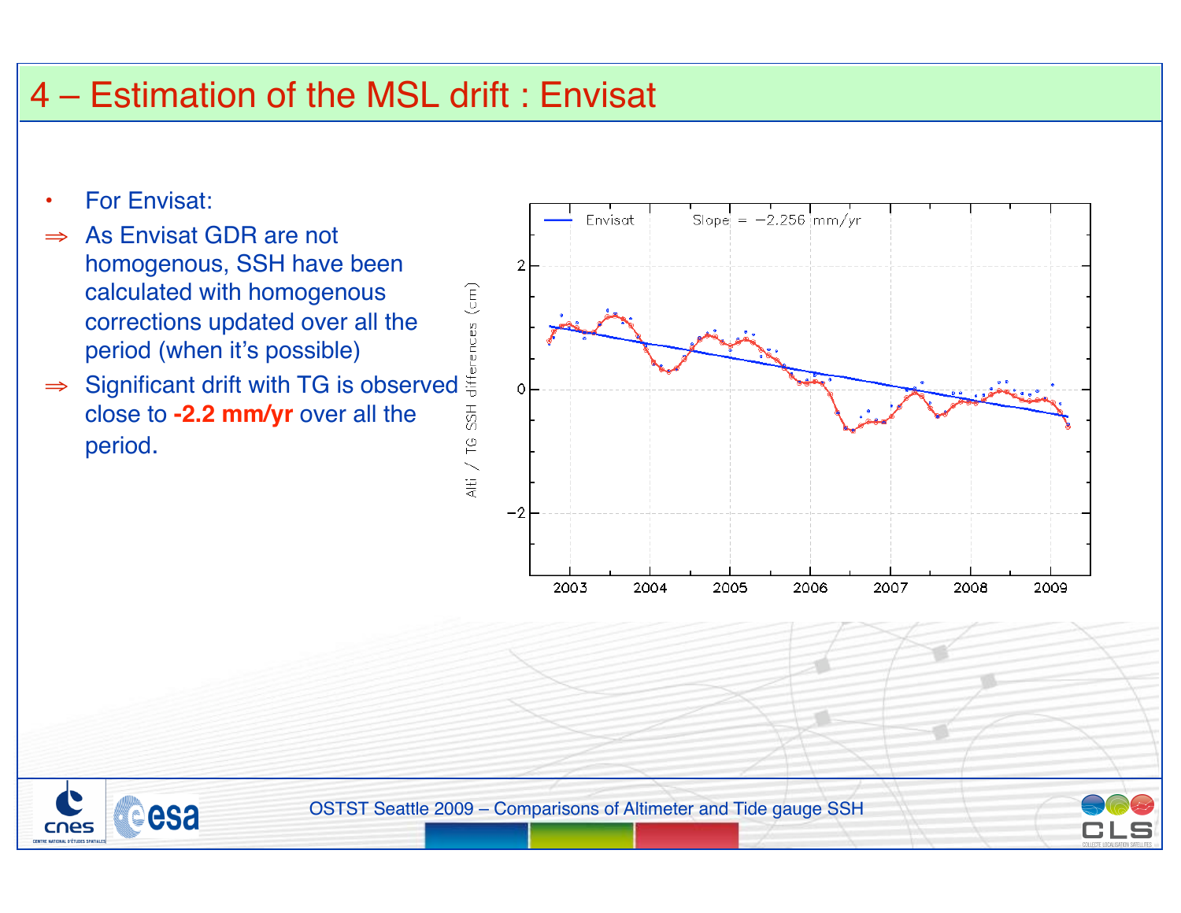# 4 – Estimation of the MSL drift : Envisat

- For Envisat:
  - ⇒ As Envisat GDR are not homogenous, SSH have been calculated with homogenous corrections updated over all the period (when it's possible)
  - ⇒ Significant drift with TG is observed close to **-2.2 mm/yr** over all the period.

Envisat    Slope = −2.256 mm/yr

Alti / TG SSH differences (cm)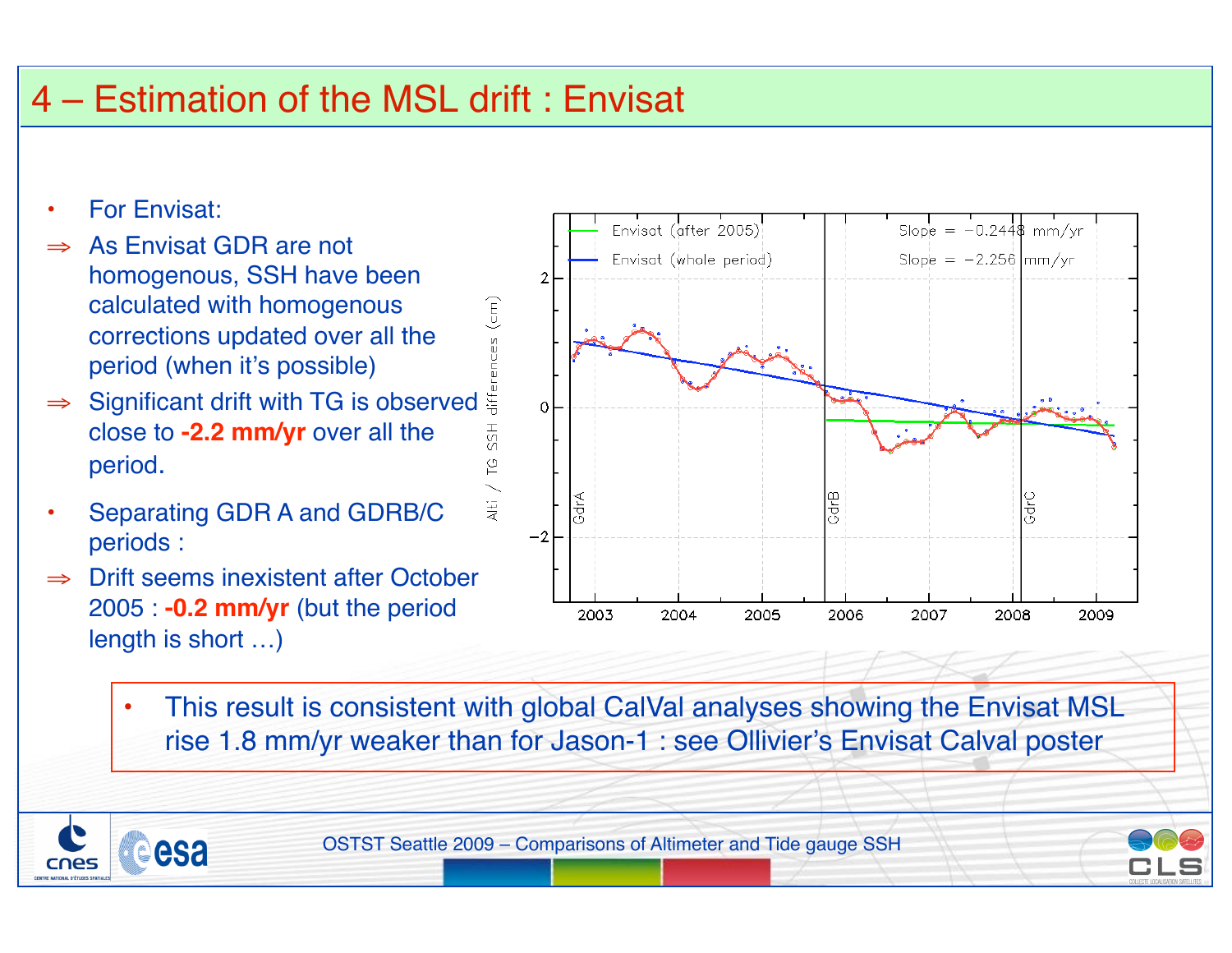# 4 – Estimation of the MSL drift : Envisat

- For Envisat:

⇒ As Envisat GDR are not homogenous, SSH have been calculated with homogenous corrections updated over all the period (when it's possible)

⇒ Significant drift with TG is observed close to **-2.2 mm/yr** over all the period.

- Separating GDR A and GDRB/C periods :

⇒ Drift seems inexistent after October 2005 : **-0.2 mm/yr** (but the period length is short …)

- This result is consistent with global CalVal analyses showing the Envisat MSL rise 1.8 mm/yr weaker than for Jason-1 : see Ollivier's Envisat Calval poster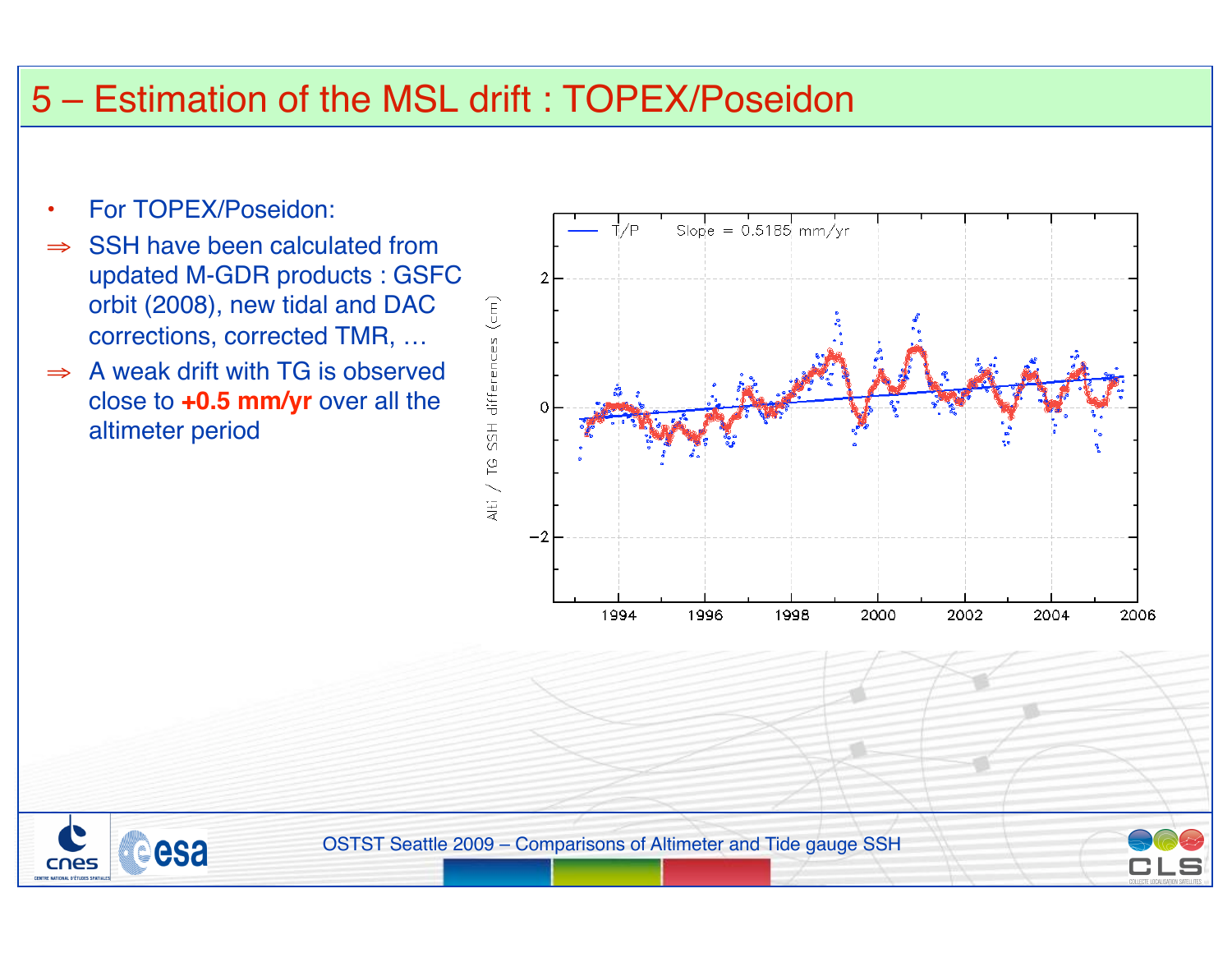# 5 – Estimation of the MSL drift : TOPEX/Poseidon

- For TOPEX/Poseidon:
  - ⇒ SSH have been calculated from updated M-GDR products : GSFC orbit (2008), new tidal and DAC corrections, corrected TMR, …
  - ⇒ A weak drift with TG is observed close to **+0.5 mm/yr** over all the altimeter period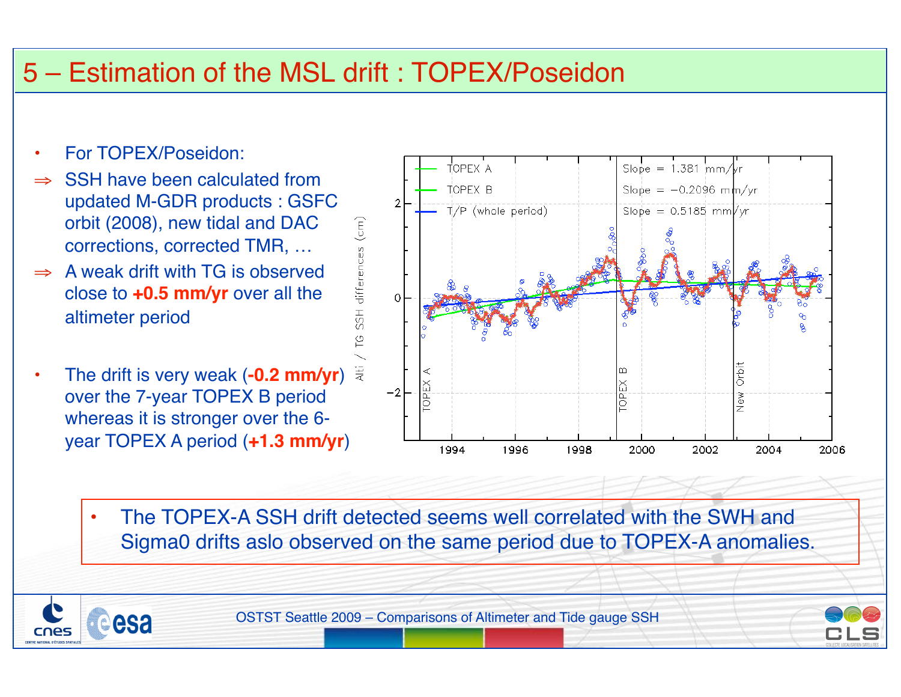# 5 – Estimation of the MSL drift : TOPEX/Poseidon

- For TOPEX/Poseidon:

⇒ SSH have been calculated from updated M-GDR products : GSFC orbit (2008), new tidal and DAC corrections, corrected TMR, …

⇒ A weak drift with TG is observed close to **+0.5 mm/yr** over all the altimeter period

- The drift is very weak (**-0.2 mm/yr**) over the 7-year TOPEX B period whereas it is stronger over the 6-year TOPEX A period (**+1.3 mm/yr**)

- The TOPEX-A SSH drift detected seems well correlated with the SWH and Sigma0 drifts aslo observed on the same period due to TOPEX-A anomalies.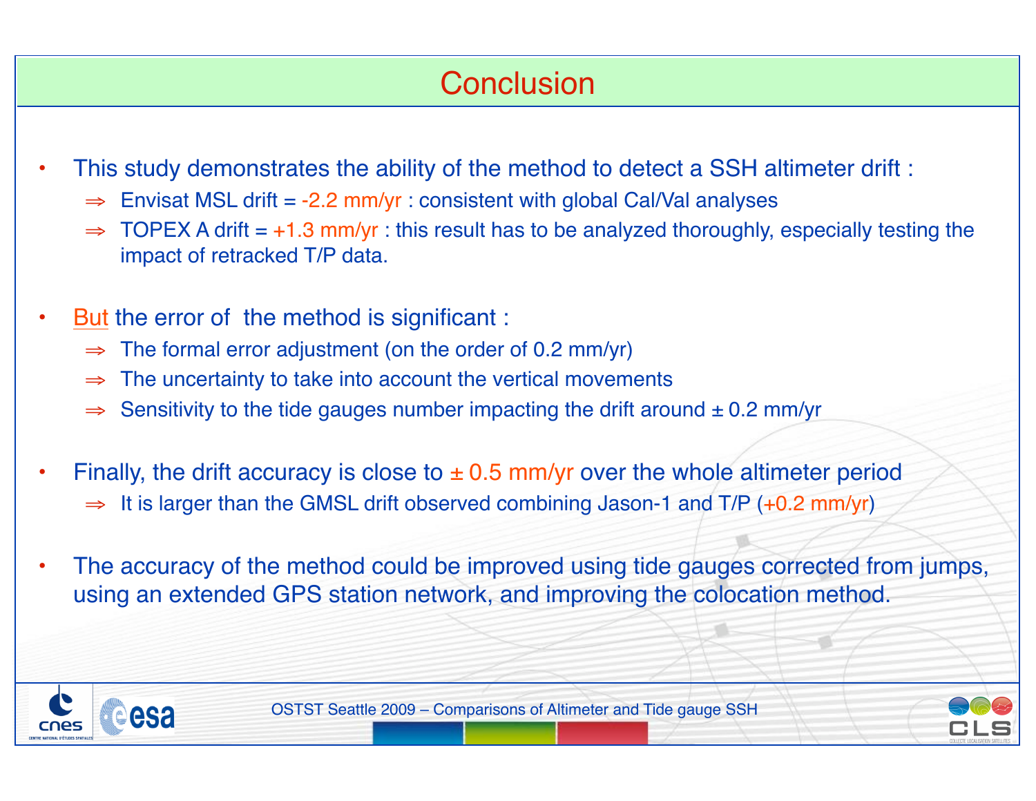# Conclusion

- This study demonstrates the ability of the method to detect a SSH altimeter drift :
  - ⇒ Envisat MSL drift = -2.2 mm/yr : consistent with global Cal/Val analyses
  - ⇒ TOPEX A drift = +1.3 mm/yr : this result has to be analyzed thoroughly, especially testing the impact of retracked T/P data.

- But the error of the method is significant :
  - ⇒ The formal error adjustment (on the order of 0.2 mm/yr)
  - ⇒ The uncertainty to take into account the vertical movements
  - ⇒ Sensitivity to the tide gauges number impacting the drift around ± 0.2 mm/yr

- Finally, the drift accuracy is close to ± 0.5 mm/yr over the whole altimeter period
  - ⇒ It is larger than the GMSL drift observed combining Jason-1 and T/P (+0.2 mm/yr)

- The accuracy of the method could be improved using tide gauges corrected from jumps, using an extended GPS station network, and improving the colocation method.